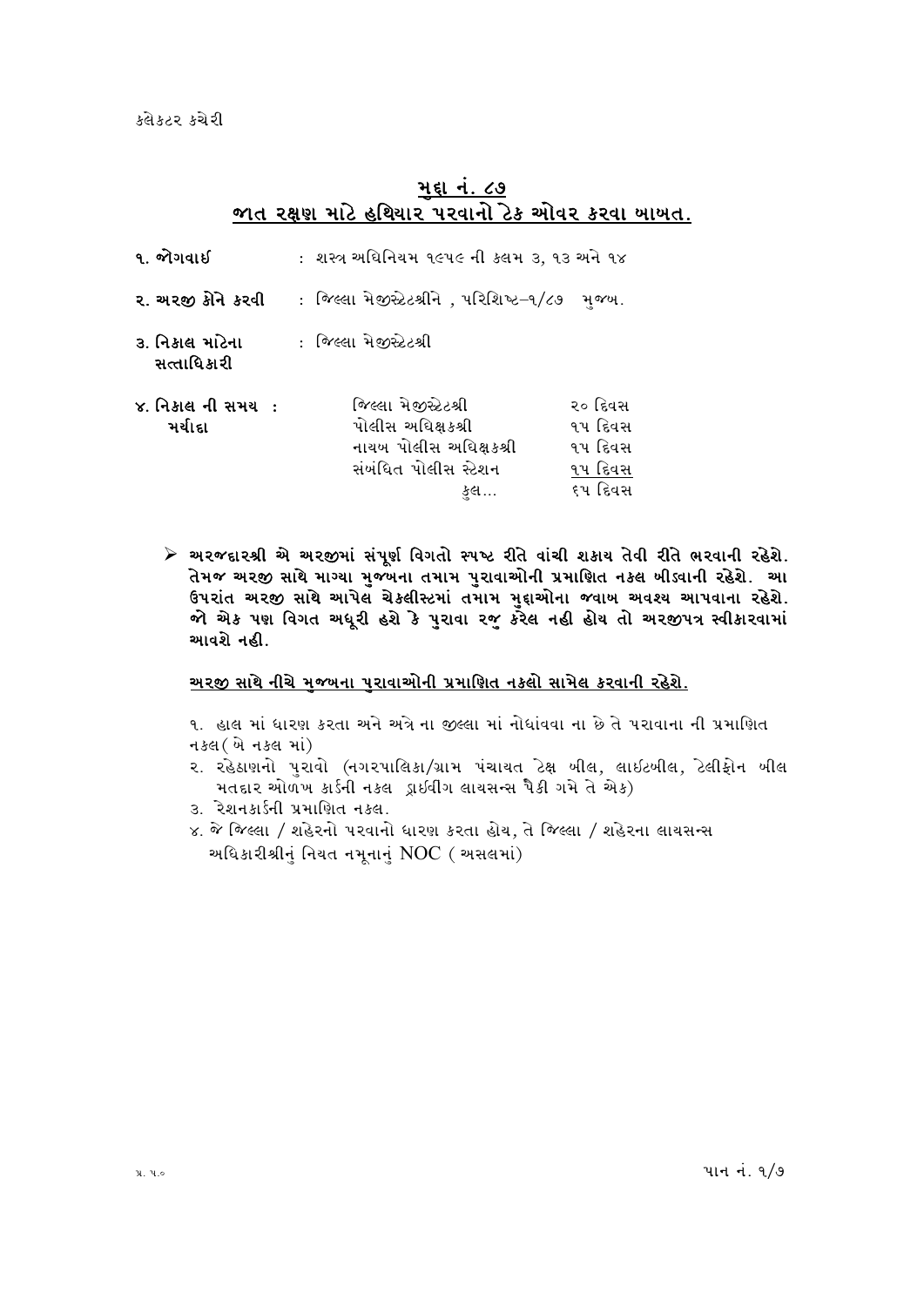કલેકટર કચેરી

## મુદ્દા નં. ૮૭
## જાત રક્ષણ માટે હથિયાર પરવાનો ટેક ઓવર કરવા બાબત.

**૧. જોગવાઈ** : શસ્ત્ર અધિનિયમ ૧૯૫૯ ની કલમ ૩, ૧૩ અને ૧૪

**૨. અરજી કોને કરવી** : જિલ્લા મેજીસ્ટ્રેટશ્રીને , પરિશિષ્ટ–૧/૮૭ મુજબ.

**૩. નિકાલ માટેના સત્તાધિકારી** : જિલ્લા મેજીસ્ટ્રેટશ્રી

**૪. નિકાલ ની સમય મર્યાદા :**

| | |
|---|---|
| જિલ્લા મેજીસ્ટ્રેટશ્રી | ૨૦ દિવસ |
| પોલીસ અધિક્ષકશ્રી | ૧૫ દિવસ |
| નાયબ પોલીસ અધિક્ષકશ્રી | ૧૫ દિવસ |
| સંબંધિત પોલીસ સ્ટેશન | ૧૫ દિવસ |
| કુલ... | ૬૫ દિવસ |

- **અરજદારશ્રી એ અરજીમાં સંપૂર્ણ વિગતો સ્પષ્ટ રીતે વાંચી શકાય તેવી રીતે ભરવાની રહેશે. તેમજ અરજી સાથે માગ્યા મુજબના તમામ પુરાવાઓની પ્રમાણિત નકલ બીડવાની રહેશે. આ ઉપરાંત અરજી સાથે આપેલ ચેકલીસ્ટમાં તમામ મુદ્દાઓના જવાબ અવશ્ય આપવાના રહેશે. જો એક પણ વિગત અધૂરી હશે કે પુરાવા રજુ કરેલ નહી હોય તો અરજીપત્ર સ્વીકારવામાં આવશે નહીં.**

**<u>અરજી સાથે નીચે મુજબના પુરાવાઓની પ્રમાણિત નકલો સામેલ કરવાની રહેશે.</u>**

૧. હાલ માં ધારણ કરતા અને અત્રે ના જીલ્લા માં નોધાંવવા ના છે તે પરાવાના ની પ્રમાણિત નકલ( બે નકલ માં)

૨. રહેઠાણનો પુરાવો (નગરપાલિકા/ગ્રામ પંચાયત ટેક્ષ બીલ, લાઇટબીલ, ટેલીફોન બીલ મતદાર ઓળખ કાર્ડની નકલ ડ્રાઈવીંગ લાયસન્સ પૈકી ગમે તે એક)

૩. રેશનકાર્ડની પ્રમાણિત નકલ.

૪. જે જિલ્લા / શહેરનો પરવાનો ધારણ કરતા હોય, તે જિલ્લા / શહેરના લાયસન્સ અધિકારીશ્રીનું નિયત નમૂનાનું NOC ( અસલમાં)

પ્ર. ૫.૦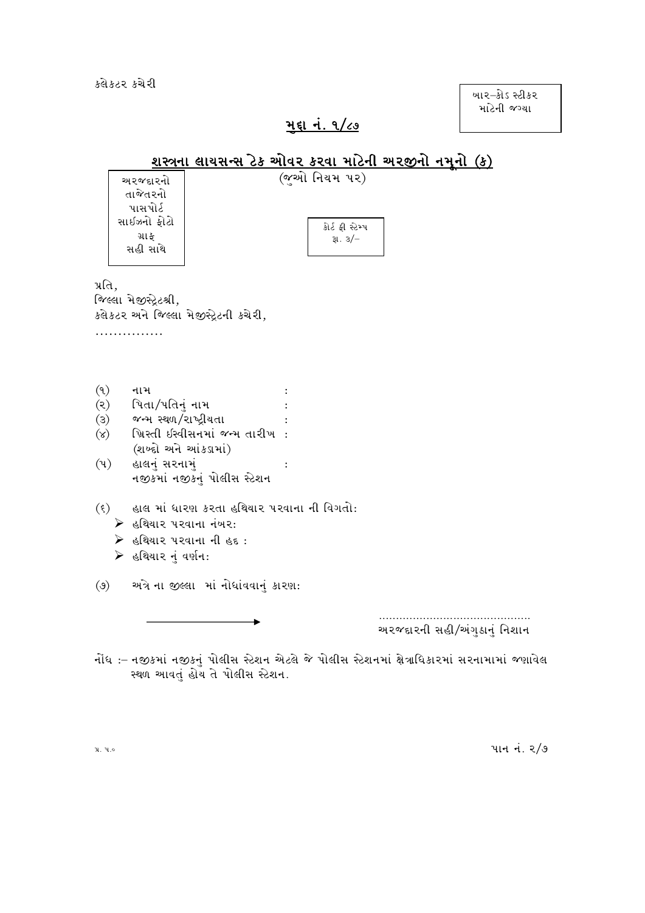કલેકટર કચેરી

બાર–કોડ સ્ટીકર માટેની જગ્યા

## મુદ્દા નં. ૧/૮૭

## શસ્ત્રના લાયસન્સ ટેક ઓવર કરવા માટેની અરજીનો નમૂનો (ક)

(જુઓ નિયમ ૫૨)

અરજદારનો તાજેતરનો પાસપોર્ટ સાઇઝનો ફોટો ગ્રાફ સહી સાથે

કોર્ટ ફી સ્ટેમ્પ રૂા. ૩/–

પ્રતિ,
જિલ્લા મેજીસ્ટ્રેટશ્રી,
કલેકટર અને જિલ્લા મેજીસ્ટ્રેટની કચેરી,
...............

(૧) નામ :

(૨) પિતા/પતિનું નામ :

(૩) જન્મ સ્થળ/રાષ્ટ્રીયતા :

(૪) ખ્રિસ્તી ઈસ્વીસનમાં જન્મ તારીખ :
(શબ્દો અને આંકડામાં)

(૫) હાલનું સરનામું :
નજીકમાં નજીકનું પોલીસ સ્ટેશન

(૬) હાલ માં ધારણ કરતા હથિયાર પરવાના ની વિગતો:
- હથિયાર પરવાના નંબર:
- હથિયાર પરવાના ની હદ :
- હથિયાર નું વર્ણન:

(૭) અત્રે ના જીલ્લા માં નોધાંવવાનું કારણ:

............................................
અરજદારની સહી/અંગુઠાનું નિશાન

નોંધ :– નજીકમાં નજીકનું પોલીસ સ્ટેશન એટલે જે પોલીસ સ્ટેશનમાં ક્ષેત્રાધિકારમાં સરનામામાં જણાવેલ સ્થળ આવતું હોય તે પોલીસ સ્ટેશન.

પ્ર. પ.૦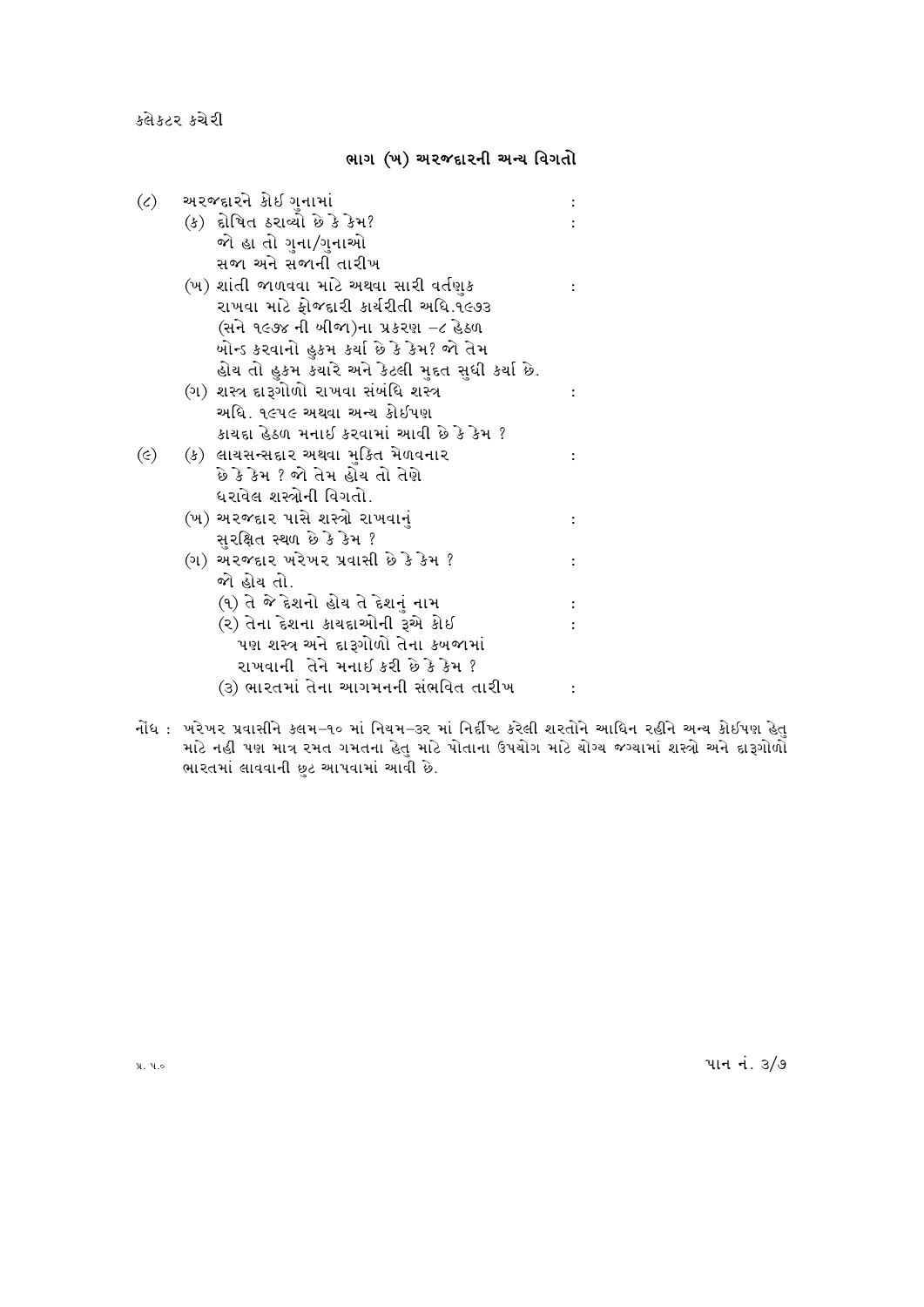કલેકટર કચેરી

## ભાગ (ખ) અરજદારની અન્ય વિગતો

(૮) અરજદારને કોઈ ગુનામાં :

(ક) દોષિત ઠરાવ્યો છે કે કેમ? :
જો હા તો ગુના/ગુનાઓ
સજા અને સજાની તારીખ

(ખ) શાંતી જાળવવા માટે અથવા સારી વર્તણુક રાખવા માટે ફોજદારી કાર્યરીતી અધિ.૧૯૭૩ (સને ૧૯૭૪ ની બીજા)ના પ્રકરણ –૮ હેઠળ બોન્ડ કરવાનો હુકમ કર્યા છે કે કેમ? જો તેમ હોય તો હુકમ કયારે અને કેટલી મુદત સુધી કર્યા છે. :

(ગ) શસ્ત્ર દારૂગોળો રાખવા સંબંધિ શસ્ત્ર અધિ. ૧૯૫૯ અથવા અન્ય કોઈપણ કાયદા હેઠળ મનાઈ કરવામાં આવી છે કે કેમ ? :

(૯) (ક) લાયસન્સદાર અથવા મુકિત મેળવનાર છે કે કેમ ? જો તેમ હોય તો તેણે ધરાવેલ શસ્ત્રોની વિગતો. :

(ખ) અરજદાર પાસે શસ્ત્રો રાખવાનું સુરક્ષિત સ્થળ છે કે કેમ ? :

(ગ) અરજદાર ખરેખર પ્રવાસી છે કે કેમ ? :
જો હોય તો.
(૧) તે જે દેશનો હોય તે દેશનું નામ :
(૨) તેના દેશના કાયદાઓની રૂએ કોઈ પણ શસ્ત્ર અને દારૂગોળો તેના કબજામાં રાખવાની તેને મનાઈ કરી છે કે કેમ ? :
(૩) ભારતમાં તેના આગમનની સંભવિત તારીખ :

નોંધ : ખરેખર પ્રવાસીને કલમ–૧૦ માં નિયમ–૩૨ માં નિર્દીષ્ટ કરેલી શરતોને આધિન રહીને અન્ય કોઈપણ હેતુ માટે નહીં પણ માત્ર રમત ગમતના હેતુ માટે પોતાના ઉપયોગ માટે યોગ્ય જગ્યામાં શસ્ત્રો અને દારૂગોળો ભારતમાં લાવવાની છુટ આપવામાં આવી છે.

પ્ર. પ.૦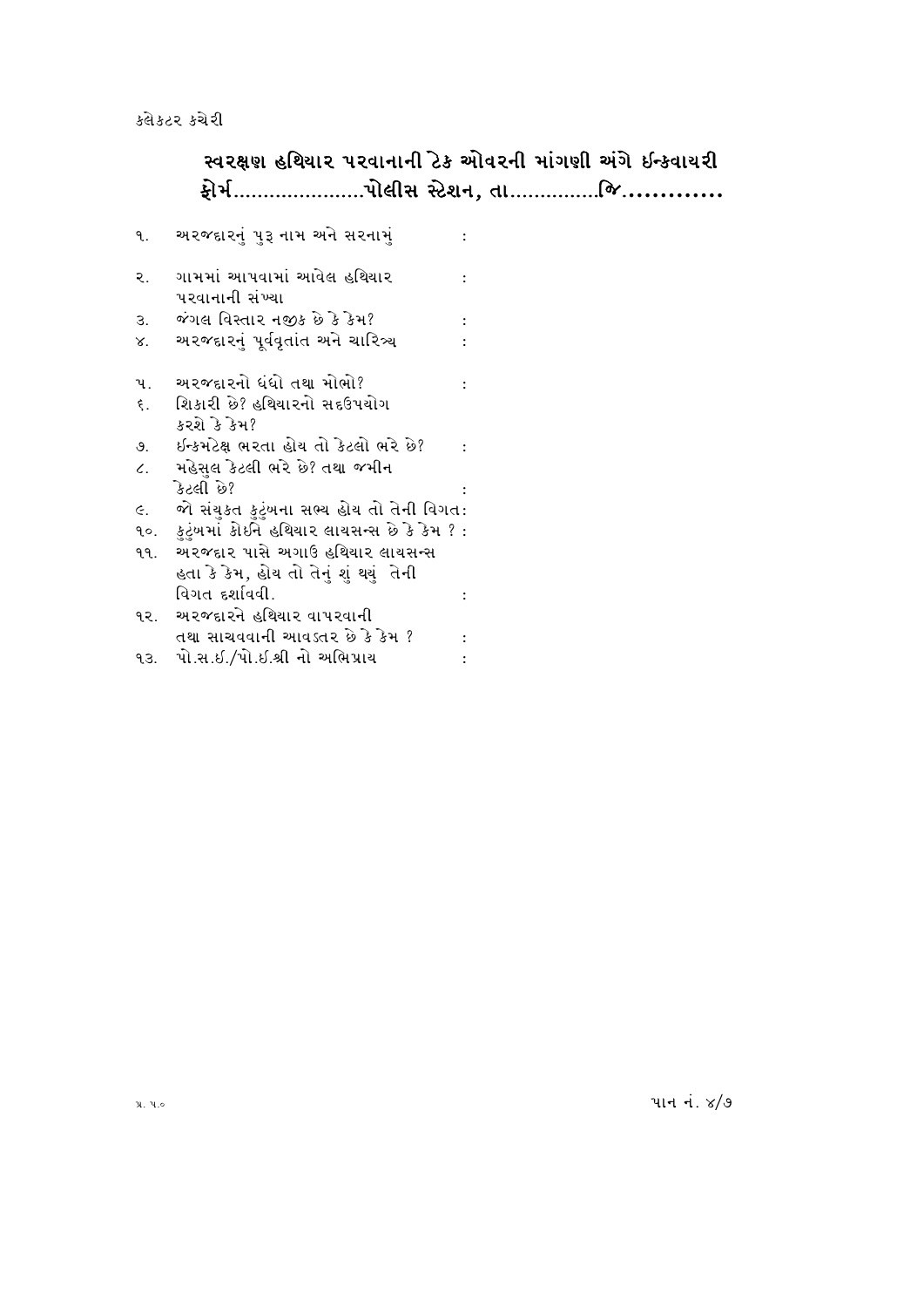કલેકટર કચેરી

## સ્વરક્ષણ હથિયાર પરવાનાની ટેક ઓવરની માંગણી અંગે ઈન્કવાયરી ફોર્મ......................પોલીસ સ્ટેશન, તા...............જિ.............

૧. અરજદારનું પુરૂ નામ અને સરનામું :

૨. ગામમાં આપવામાં આવેલ હથિયાર પરવાનાની સંખ્યા :

૩. જંગલ વિસ્તાર નજીક છે કે કેમ? :

૪. અરજદારનું પૂર્વવૃતાંત અને ચારિત્ર્ય :

૫. અરજદારનો ધંધો તથા મોભો? :

૬. શિકારી છે? હથિયારનો સદઉપયોગ કરશે કે કેમ?

૭. ઈન્કમટેક્ષ ભરતા હોય તો કેટલો ભરે છે? :

૮. મહેસુલ કેટલી ભરે છે? તથા જમીન કેટલી છે? :

૯. જો સંયુકત કુટુંબના સભ્ય હોય તો તેની વિગત:

૧૦. કુટુંબમાં કોઈને હથિયાર લાયસન્સ છે કે કેમ ? :

૧૧. અરજદાર પાસે અગાઉ હથિયાર લાયસન્સ હતા કે કેમ, હોય તો તેનું શું થયું તેની વિગત દર્શાવવી. :

૧૨. અરજદારને હથિયાર વાપરવાની તથા સાચવવાની આવડતર છે કે કેમ ? :

૧૩. પો.સ.ઈ./પો.ઈ.શ્રી નો અભિપ્રાય :

પ્ર. પ.૦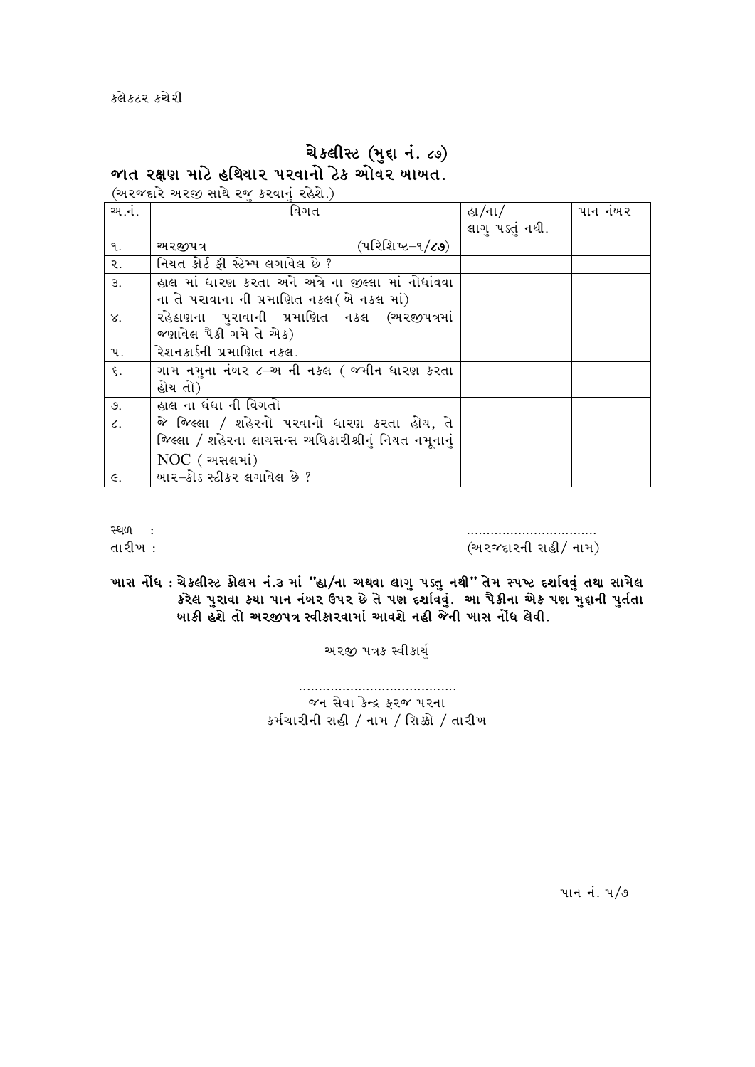કલેકટર કચેરી

## ચેકલીસ્ટ (મુદ્દા નં. ૮૭)

## જાત રક્ષણ માટે હથિયાર પરવાનો ટેક ઓવર બાબત.

(અરજદારે અરજી સાથે રજુ કરવાનું રહેશે.)

| અ.નં. | વિગત | હા/ના/ લાગુ પડતું નથી. | પાન નંબર |
|---|---|---|---|
| ૧. | અરજીપત્ર (પરિશિષ્ટ–૧/૮૭) | | |
| ૨. | નિયત કોર્ટ ફી સ્ટેમ્પ લગાવેલ છે ? | | |
| ૩. | હાલ માં ધારણ કરતા અને અત્રે ના જીલ્લા માં નોધાંવવા ના તે પરાવાના ની પ્રમાણિત નકલ( બે નકલ માં) | | |
| ૪. | રહેઠાણના પુરાવાની પ્રમાણિત નકલ (અરજીપત્રમાં જણાવેલ પૈકી ગમે તે એક) | | |
| ૫. | રેશનકાર્ડની પ્રમાણિત નકલ. | | |
| ૬. | ગામ નમુના નંબર ૮–અ ની નકલ ( જમીન ધારણ કરતા હોય તો) | | |
| ૭. | હાલ ના ધંધા ની વિગતો | | |
| ૮. | જે જિલ્લા / શહેરનો પરવાનો ધારણ કરતા હોય, તે જિલ્લા / શહેરના લાયસન્સ અધિકારીશ્રીનું નિયત નમૂનાનું NOC ( અસલમાં) | | |
| ૯. | બાર–કોડ સ્ટીકર લગાવેલ છે ? | | |

સ્થળ :

તારીખ :

................................

(અરજદારની સહી/ નામ)

**ખાસ નોંધ : ચેકલીસ્ટ કોલમ નં.૩ માં "હા/ના અથવા લાગુ પડતુ નથી" તેમ સ્પષ્ટ દર્શાવવું તથા સામેલ કરેલ પુરાવા કયા પાન નંબર ઉપર છે તે પણ દર્શાવવું. આ પૈકીના એક પણ મુદ્દાની પુર્તતા બાકી હશે તો અરજીપત્ર સ્વીકારવામાં આવશે નહી જેની ખાસ નોંધ લેવી.**

અરજી પત્રક સ્વીકાર્યુ

........................................

જન સેવા કેન્દ્ર ફરજ પરના

કર્મચારીની સહી / નામ / સિક્કો / તારીખ